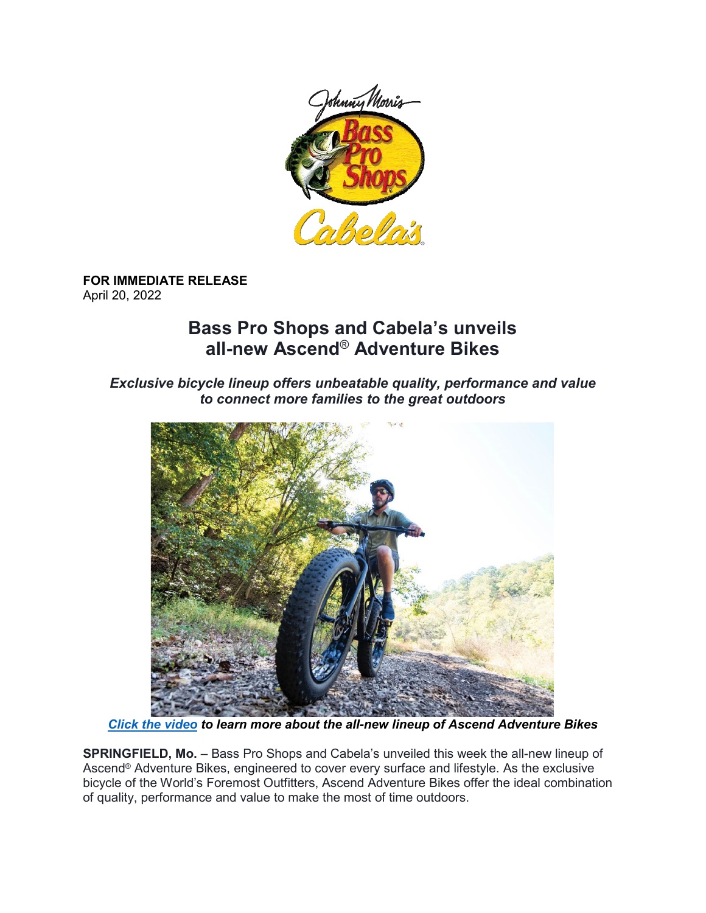**FOR IMMEDIATE RELEASE**
April 20, 2022

# Bass Pro Shops and Cabela's unveils all-new Ascend® Adventure Bikes

***Exclusive bicycle lineup offers unbeatable quality, performance and value to connect more families to the great outdoors***

***Click the video to learn more about the all-new lineup of Ascend Adventure Bikes***

**SPRINGFIELD, Mo.** – Bass Pro Shops and Cabela's unveiled this week the all-new lineup of Ascend® Adventure Bikes, engineered to cover every surface and lifestyle. As the exclusive bicycle of the World's Foremost Outfitters, Ascend Adventure Bikes offer the ideal combination of quality, performance and value to make the most of time outdoors.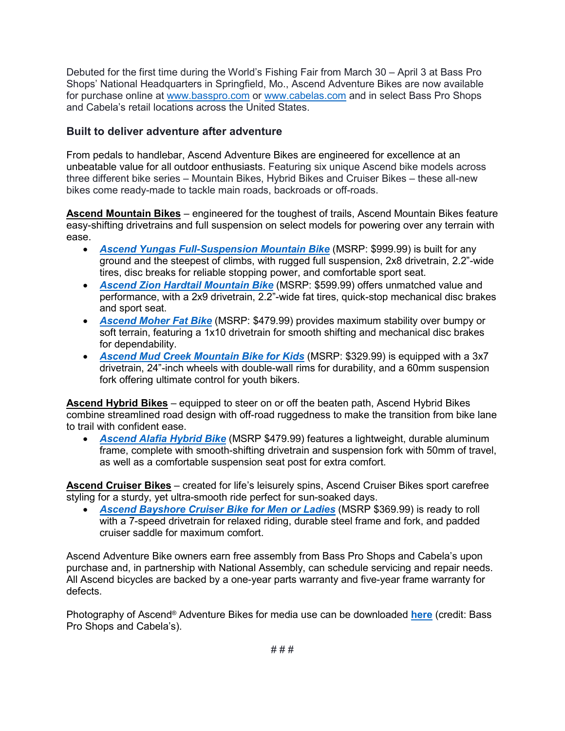Debuted for the first time during the World's Fishing Fair from March 30 – April 3 at Bass Pro Shops' National Headquarters in Springfield, Mo., Ascend Adventure Bikes are now available for purchase online at [www.basspro.com](www.basspro.com) or [www.cabelas.com](www.cabelas.com) and in select Bass Pro Shops and Cabela's retail locations across the United States.

## Built to deliver adventure after adventure

From pedals to handlebar, Ascend Adventure Bikes are engineered for excellence at an unbeatable value for all outdoor enthusiasts. Featuring six unique Ascend bike models across three different bike series – Mountain Bikes, Hybrid Bikes and Cruiser Bikes – these all-new bikes come ready-made to tackle main roads, backroads or off-roads.

**Ascend Mountain Bikes** – engineered for the toughest of trails, Ascend Mountain Bikes feature easy-shifting drivetrains and full suspension on select models for powering over any terrain with ease.

- ***Ascend Yungas Full-Suspension Mountain Bike*** (MSRP: $999.99) is built for any ground and the steepest of climbs, with rugged full suspension, 2x8 drivetrain, 2.2"-wide tires, disc breaks for reliable stopping power, and comfortable sport seat.
- ***Ascend Zion Hardtail Mountain Bike*** (MSRP: $599.99) offers unmatched value and performance, with a 2x9 drivetrain, 2.2"-wide fat tires, quick-stop mechanical disc brakes and sport seat.
- ***Ascend Moher Fat Bike*** (MSRP: $479.99) provides maximum stability over bumpy or soft terrain, featuring a 1x10 drivetrain for smooth shifting and mechanical disc brakes for dependability.
- ***Ascend Mud Creek Mountain Bike for Kids*** (MSRP: $329.99) is equipped with a 3x7 drivetrain, 24"-inch wheels with double-wall rims for durability, and a 60mm suspension fork offering ultimate control for youth bikers.

**Ascend Hybrid Bikes** – equipped to steer on or off the beaten path, Ascend Hybrid Bikes combine streamlined road design with off-road ruggedness to make the transition from bike lane to trail with confident ease.

- ***Ascend Alafia Hybrid Bike*** (MSRP $479.99) features a lightweight, durable aluminum frame, complete with smooth-shifting drivetrain and suspension fork with 50mm of travel, as well as a comfortable suspension seat post for extra comfort.

**Ascend Cruiser Bikes** – created for life's leisurely spins, Ascend Cruiser Bikes sport carefree styling for a sturdy, yet ultra-smooth ride perfect for sun-soaked days.

- ***Ascend Bayshore Cruiser Bike for Men or Ladies*** (MSRP $369.99) is ready to roll with a 7-speed drivetrain for relaxed riding, durable steel frame and fork, and padded cruiser saddle for maximum comfort.

Ascend Adventure Bike owners earn free assembly from Bass Pro Shops and Cabela's upon purchase and, in partnership with National Assembly, can schedule servicing and repair needs. All Ascend bicycles are backed by a one-year parts warranty and five-year frame warranty for defects.

Photography of Ascend® Adventure Bikes for media use can be downloaded **here** (credit: Bass Pro Shops and Cabela's).

# # #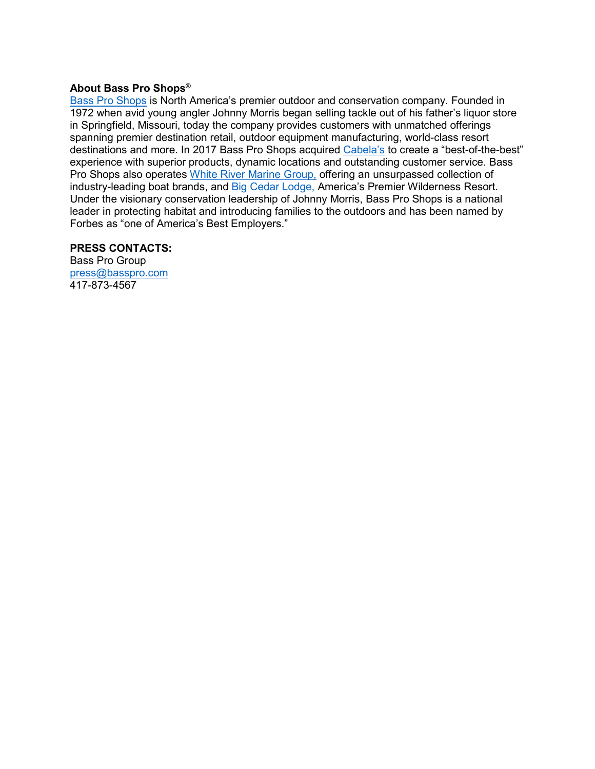**About Bass Pro Shops®**

Bass Pro Shops is North America's premier outdoor and conservation company. Founded in 1972 when avid young angler Johnny Morris began selling tackle out of his father's liquor store in Springfield, Missouri, today the company provides customers with unmatched offerings spanning premier destination retail, outdoor equipment manufacturing, world-class resort destinations and more. In 2017 Bass Pro Shops acquired Cabela's to create a "best-of-the-best" experience with superior products, dynamic locations and outstanding customer service. Bass Pro Shops also operates White River Marine Group, offering an unsurpassed collection of industry-leading boat brands, and Big Cedar Lodge, America's Premier Wilderness Resort. Under the visionary conservation leadership of Johnny Morris, Bass Pro Shops is a national leader in protecting habitat and introducing families to the outdoors and has been named by Forbes as "one of America's Best Employers."

**PRESS CONTACTS:**
Bass Pro Group
press@basspro.com
417-873-4567